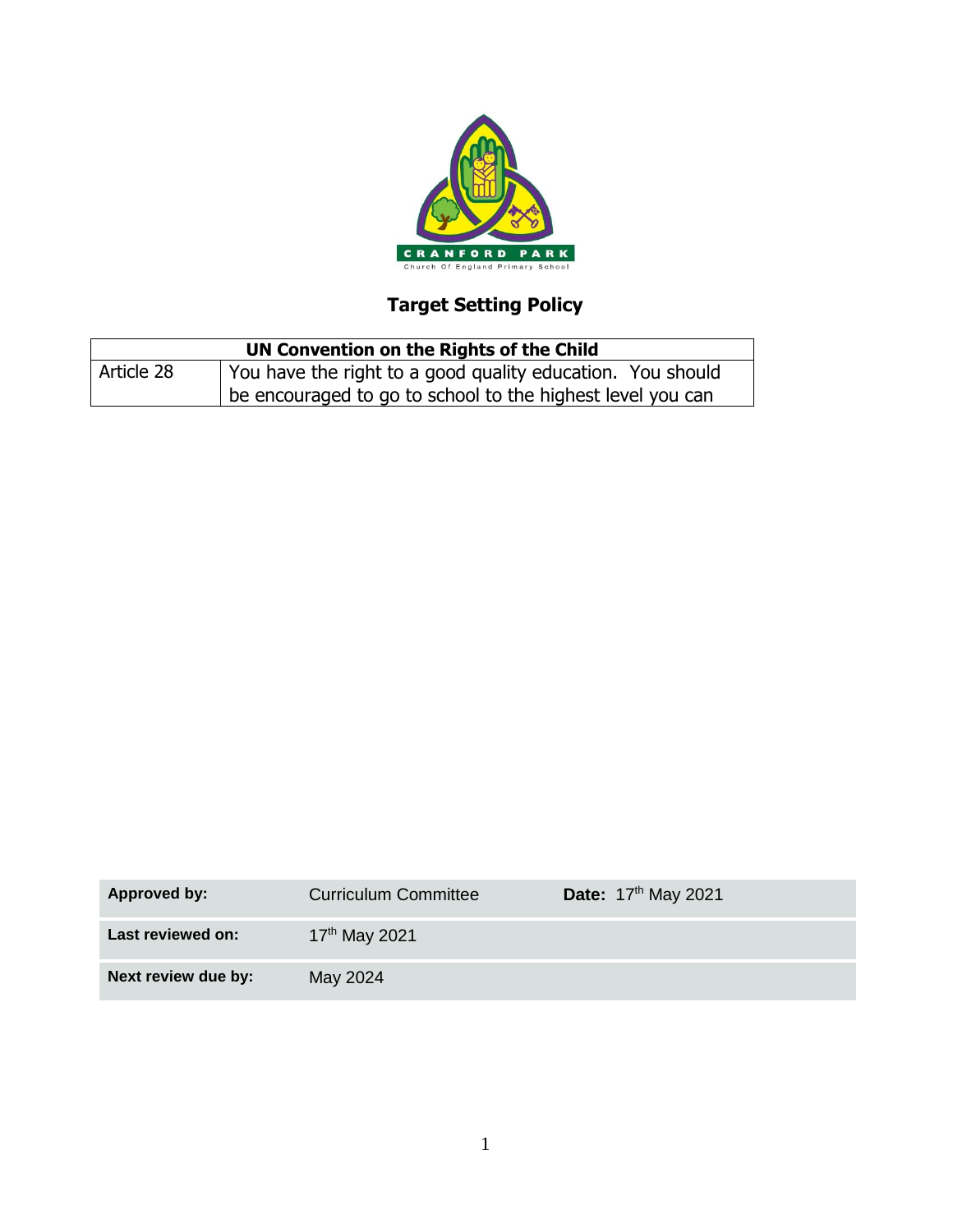CRANFORD PARK

Church Of England Primary School

# Target Setting Policy

| UN Convention on the Rights of the Child | |
|---|---|
| Article 28 | You have the right to a good quality education. You should be encouraged to go to school to the highest level you can |

| **Approved by:** | Curriculum Committee | **Date:** 17th May 2021 |
|---|---|---|
| **Last reviewed on:** | 17th May 2021 | |
| **Next review due by:** | May 2024 | |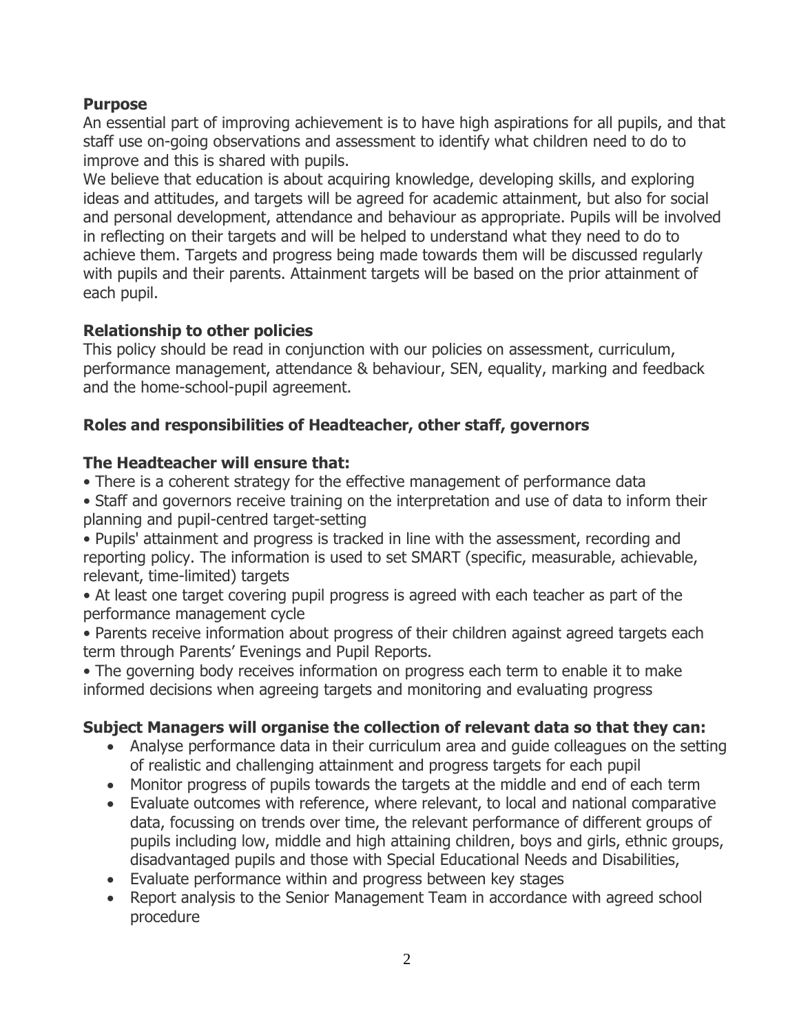**Purpose**

An essential part of improving achievement is to have high aspirations for all pupils, and that staff use on-going observations and assessment to identify what children need to do to improve and this is shared with pupils.

We believe that education is about acquiring knowledge, developing skills, and exploring ideas and attitudes, and targets will be agreed for academic attainment, but also for social and personal development, attendance and behaviour as appropriate. Pupils will be involved in reflecting on their targets and will be helped to understand what they need to do to achieve them. Targets and progress being made towards them will be discussed regularly with pupils and their parents. Attainment targets will be based on the prior attainment of each pupil.

**Relationship to other policies**

This policy should be read in conjunction with our policies on assessment, curriculum, performance management, attendance & behaviour, SEN, equality, marking and feedback and the home-school-pupil agreement.

**Roles and responsibilities of Headteacher, other staff, governors**

**The Headteacher will ensure that:**

- There is a coherent strategy for the effective management of performance data
- Staff and governors receive training on the interpretation and use of data to inform their planning and pupil-centred target-setting
- Pupils' attainment and progress is tracked in line with the assessment, recording and reporting policy. The information is used to set SMART (specific, measurable, achievable, relevant, time-limited) targets
- At least one target covering pupil progress is agreed with each teacher as part of the performance management cycle
- Parents receive information about progress of their children against agreed targets each term through Parents' Evenings and Pupil Reports.
- The governing body receives information on progress each term to enable it to make informed decisions when agreeing targets and monitoring and evaluating progress

**Subject Managers will organise the collection of relevant data so that they can:**

- Analyse performance data in their curriculum area and guide colleagues on the setting of realistic and challenging attainment and progress targets for each pupil
- Monitor progress of pupils towards the targets at the middle and end of each term
- Evaluate outcomes with reference, where relevant, to local and national comparative data, focussing on trends over time, the relevant performance of different groups of pupils including low, middle and high attaining children, boys and girls, ethnic groups, disadvantaged pupils and those with Special Educational Needs and Disabilities,
- Evaluate performance within and progress between key stages
- Report analysis to the Senior Management Team in accordance with agreed school procedure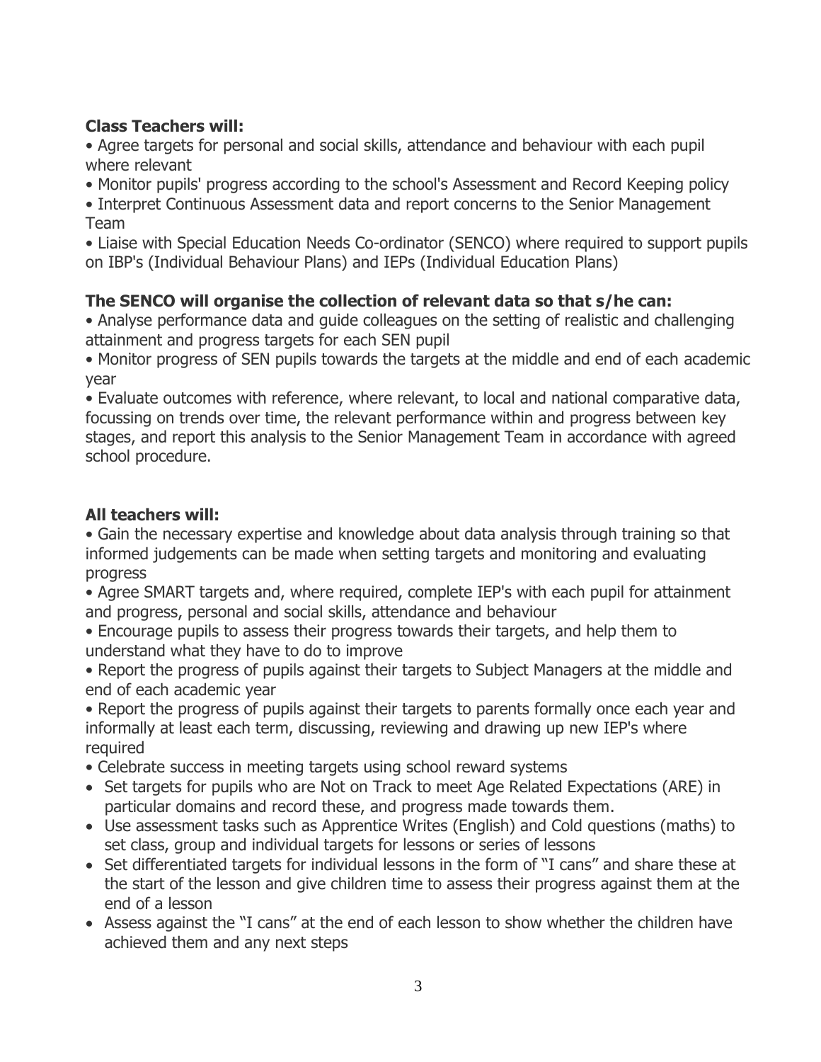**Class Teachers will:**

- Agree targets for personal and social skills, attendance and behaviour with each pupil where relevant
- Monitor pupils' progress according to the school's Assessment and Record Keeping policy
- Interpret Continuous Assessment data and report concerns to the Senior Management Team
- Liaise with Special Education Needs Co-ordinator (SENCO) where required to support pupils on IBP's (Individual Behaviour Plans) and IEPs (Individual Education Plans)

**The SENCO will organise the collection of relevant data so that s/he can:**

- Analyse performance data and guide colleagues on the setting of realistic and challenging attainment and progress targets for each SEN pupil
- Monitor progress of SEN pupils towards the targets at the middle and end of each academic year
- Evaluate outcomes with reference, where relevant, to local and national comparative data, focussing on trends over time, the relevant performance within and progress between key stages, and report this analysis to the Senior Management Team in accordance with agreed school procedure.

**All teachers will:**

- Gain the necessary expertise and knowledge about data analysis through training so that informed judgements can be made when setting targets and monitoring and evaluating progress
- Agree SMART targets and, where required, complete IEP's with each pupil for attainment and progress, personal and social skills, attendance and behaviour
- Encourage pupils to assess their progress towards their targets, and help them to understand what they have to do to improve
- Report the progress of pupils against their targets to Subject Managers at the middle and end of each academic year
- Report the progress of pupils against their targets to parents formally once each year and informally at least each term, discussing, reviewing and drawing up new IEP's where required
- Celebrate success in meeting targets using school reward systems
- Set targets for pupils who are Not on Track to meet Age Related Expectations (ARE) in particular domains and record these, and progress made towards them.
- Use assessment tasks such as Apprentice Writes (English) and Cold questions (maths) to set class, group and individual targets for lessons or series of lessons
- Set differentiated targets for individual lessons in the form of "I cans" and share these at the start of the lesson and give children time to assess their progress against them at the end of a lesson
- Assess against the "I cans" at the end of each lesson to show whether the children have achieved them and any next steps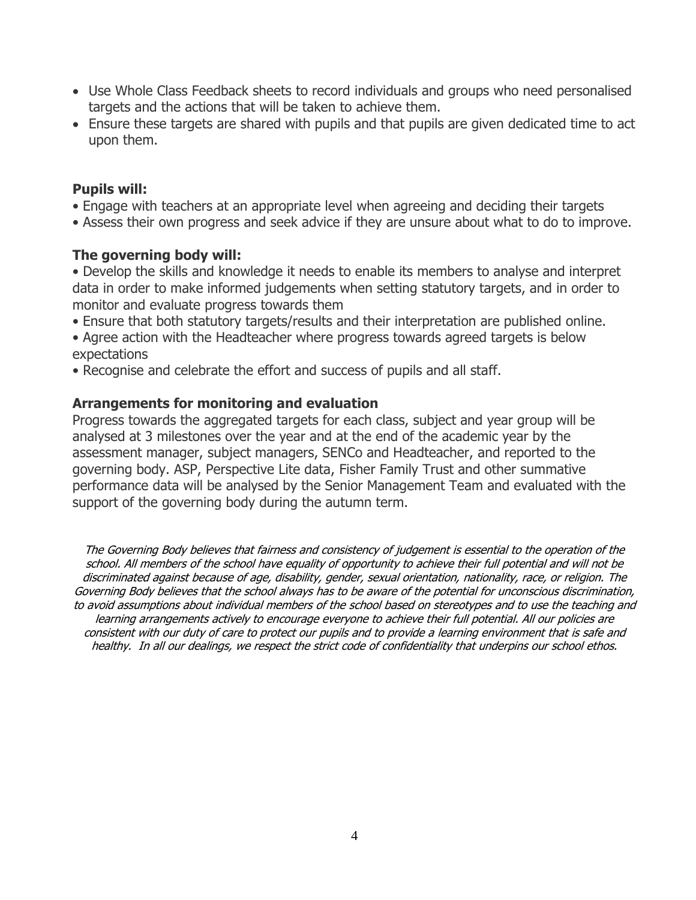- Use Whole Class Feedback sheets to record individuals and groups who need personalised targets and the actions that will be taken to achieve them.
- Ensure these targets are shared with pupils and that pupils are given dedicated time to act upon them.

**Pupils will:**

- Engage with teachers at an appropriate level when agreeing and deciding their targets
- Assess their own progress and seek advice if they are unsure about what to do to improve.

**The governing body will:**

- Develop the skills and knowledge it needs to enable its members to analyse and interpret data in order to make informed judgements when setting statutory targets, and in order to monitor and evaluate progress towards them
- Ensure that both statutory targets/results and their interpretation are published online.
- Agree action with the Headteacher where progress towards agreed targets is below expectations
- Recognise and celebrate the effort and success of pupils and all staff.

**Arrangements for monitoring and evaluation**

Progress towards the aggregated targets for each class, subject and year group will be analysed at 3 milestones over the year and at the end of the academic year by the assessment manager, subject managers, SENCo and Headteacher, and reported to the governing body. ASP, Perspective Lite data, Fisher Family Trust and other summative performance data will be analysed by the Senior Management Team and evaluated with the support of the governing body during the autumn term.

*The Governing Body believes that fairness and consistency of judgement is essential to the operation of the school. All members of the school have equality of opportunity to achieve their full potential and will not be discriminated against because of age, disability, gender, sexual orientation, nationality, race, or religion. The Governing Body believes that the school always has to be aware of the potential for unconscious discrimination, to avoid assumptions about individual members of the school based on stereotypes and to use the teaching and learning arrangements actively to encourage everyone to achieve their full potential. All our policies are consistent with our duty of care to protect our pupils and to provide a learning environment that is safe and healthy. In all our dealings, we respect the strict code of confidentiality that underpins our school ethos.*